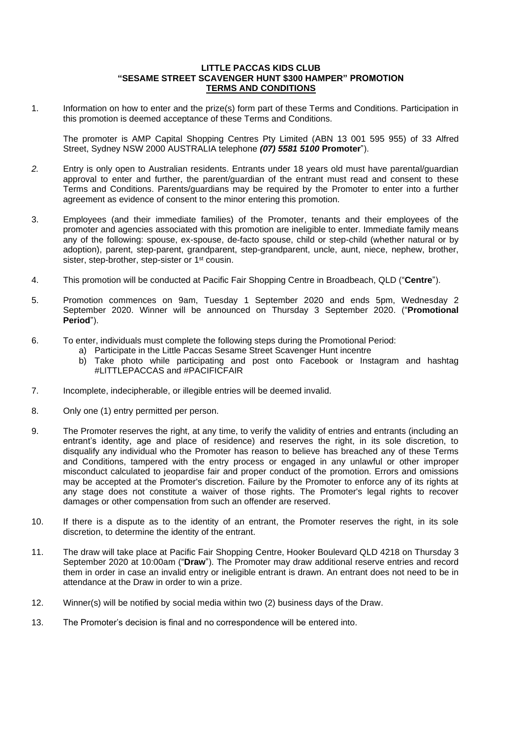**LITTLE PACCAS KIDS CLUB**
**"SESAME STREET SCAVENGER HUNT $300 HAMPER" PROMOTION**
**TERMS AND CONDITIONS**

1. Information on how to enter and the prize(s) form part of these Terms and Conditions. Participation in this promotion is deemed acceptance of these Terms and Conditions.

   The promoter is AMP Capital Shopping Centres Pty Limited (ABN 13 001 595 955) of 33 Alfred Street, Sydney NSW 2000 AUSTRALIA telephone ***(07) 5581 5100*** **Promoter**").

2. Entry is only open to Australian residents. Entrants under 18 years old must have parental/guardian approval to enter and further, the parent/guardian of the entrant must read and consent to these Terms and Conditions. Parents/guardians may be required by the Promoter to enter into a further agreement as evidence of consent to the minor entering this promotion.

3. Employees (and their immediate families) of the Promoter, tenants and their employees of the promoter and agencies associated with this promotion are ineligible to enter. Immediate family means any of the following: spouse, ex-spouse, de-facto spouse, child or step-child (whether natural or by adoption), parent, step-parent, grandparent, step-grandparent, uncle, aunt, niece, nephew, brother, sister, step-brother, step-sister or 1st cousin.

4. This promotion will be conducted at Pacific Fair Shopping Centre in Broadbeach, QLD ("**Centre**").

5. Promotion commences on 9am, Tuesday 1 September 2020 and ends 5pm, Wednesday 2 September 2020. Winner will be announced on Thursday 3 September 2020. ("**Promotional Period**").

6. To enter, individuals must complete the following steps during the Promotional Period:
   a) Participate in the Little Paccas Sesame Street Scavenger Hunt incentre
   b) Take photo while participating and post onto Facebook or Instagram and hashtag #LITTLEPACCAS and #PACIFICFAIR

7. Incomplete, indecipherable, or illegible entries will be deemed invalid.

8. Only one (1) entry permitted per person.

9. The Promoter reserves the right, at any time, to verify the validity of entries and entrants (including an entrant's identity, age and place of residence) and reserves the right, in its sole discretion, to disqualify any individual who the Promoter has reason to believe has breached any of these Terms and Conditions, tampered with the entry process or engaged in any unlawful or other improper misconduct calculated to jeopardise fair and proper conduct of the promotion. Errors and omissions may be accepted at the Promoter's discretion. Failure by the Promoter to enforce any of its rights at any stage does not constitute a waiver of those rights. The Promoter's legal rights to recover damages or other compensation from such an offender are reserved.

10. If there is a dispute as to the identity of an entrant, the Promoter reserves the right, in its sole discretion, to determine the identity of the entrant.

11. The draw will take place at Pacific Fair Shopping Centre, Hooker Boulevard QLD 4218 on Thursday 3 September 2020 at 10:00am ("**Draw**"). The Promoter may draw additional reserve entries and record them in order in case an invalid entry or ineligible entrant is drawn. An entrant does not need to be in attendance at the Draw in order to win a prize.

12. Winner(s) will be notified by social media within two (2) business days of the Draw.

13. The Promoter's decision is final and no correspondence will be entered into.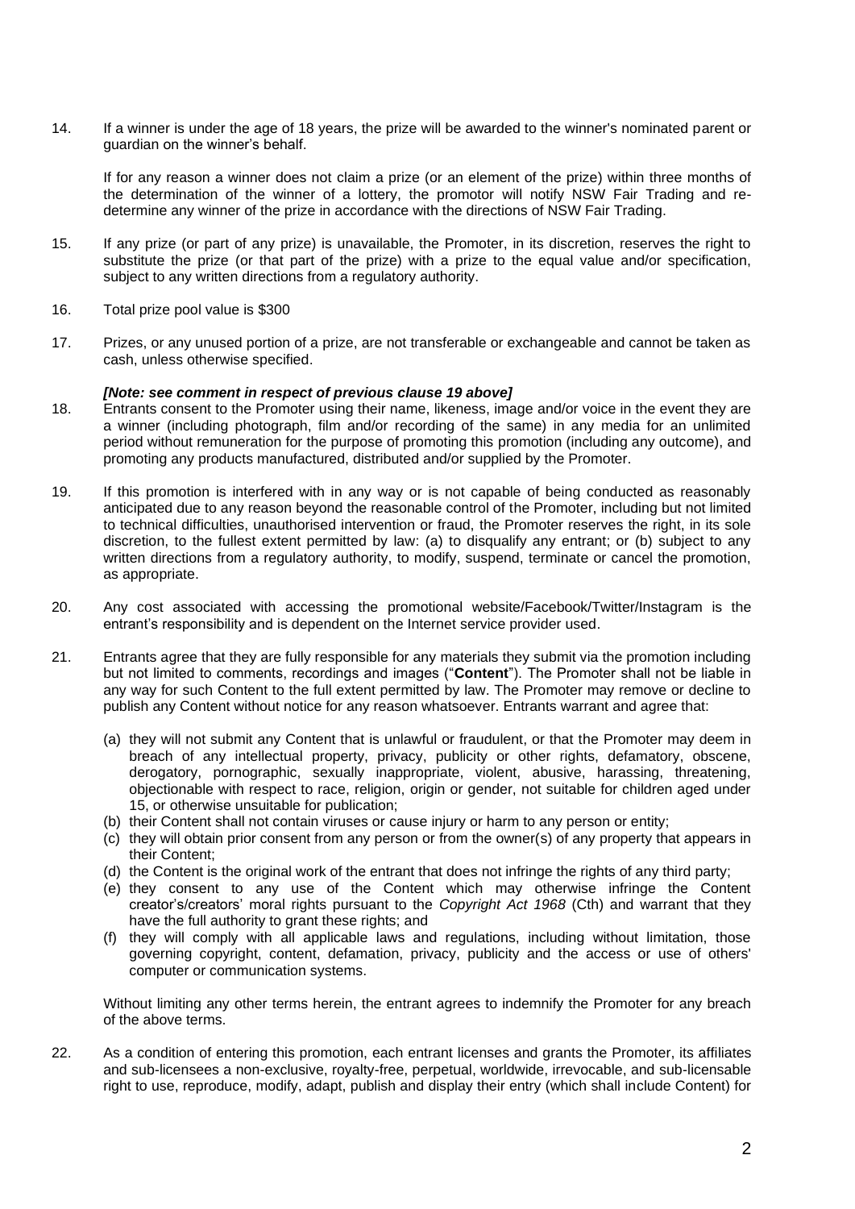14. If a winner is under the age of 18 years, the prize will be awarded to the winner's nominated parent or guardian on the winner's behalf.

    If for any reason a winner does not claim a prize (or an element of the prize) within three months of the determination of the winner of a lottery, the promotor will notify NSW Fair Trading and re-determine any winner of the prize in accordance with the directions of NSW Fair Trading.

15. If any prize (or part of any prize) is unavailable, the Promoter, in its discretion, reserves the right to substitute the prize (or that part of the prize) with a prize to the equal value and/or specification, subject to any written directions from a regulatory authority.

16. Total prize pool value is $300

17. Prizes, or any unused portion of a prize, are not transferable or exchangeable and cannot be taken as cash, unless otherwise specified.

    ***[Note: see comment in respect of previous clause 19 above]***

18. Entrants consent to the Promoter using their name, likeness, image and/or voice in the event they are a winner (including photograph, film and/or recording of the same) in any media for an unlimited period without remuneration for the purpose of promoting this promotion (including any outcome), and promoting any products manufactured, distributed and/or supplied by the Promoter.

19. If this promotion is interfered with in any way or is not capable of being conducted as reasonably anticipated due to any reason beyond the reasonable control of the Promoter, including but not limited to technical difficulties, unauthorised intervention or fraud, the Promoter reserves the right, in its sole discretion, to the fullest extent permitted by law: (a) to disqualify any entrant; or (b) subject to any written directions from a regulatory authority, to modify, suspend, terminate or cancel the promotion, as appropriate.

20. Any cost associated with accessing the promotional website/Facebook/Twitter/Instagram is the entrant's responsibility and is dependent on the Internet service provider used.

21. Entrants agree that they are fully responsible for any materials they submit via the promotion including but not limited to comments, recordings and images ("**Content**"). The Promoter shall not be liable in any way for such Content to the full extent permitted by law. The Promoter may remove or decline to publish any Content without notice for any reason whatsoever. Entrants warrant and agree that:

    (a) they will not submit any Content that is unlawful or fraudulent, or that the Promoter may deem in breach of any intellectual property, privacy, publicity or other rights, defamatory, obscene, derogatory, pornographic, sexually inappropriate, violent, abusive, harassing, threatening, objectionable with respect to race, religion, origin or gender, not suitable for children aged under 15, or otherwise unsuitable for publication;
    (b) their Content shall not contain viruses or cause injury or harm to any person or entity;
    (c) they will obtain prior consent from any person or from the owner(s) of any property that appears in their Content;
    (d) the Content is the original work of the entrant that does not infringe the rights of any third party;
    (e) they consent to any use of the Content which may otherwise infringe the Content creator's/creators' moral rights pursuant to the *Copyright Act 1968* (Cth) and warrant that they have the full authority to grant these rights; and
    (f) they will comply with all applicable laws and regulations, including without limitation, those governing copyright, content, defamation, privacy, publicity and the access or use of others' computer or communication systems.

    Without limiting any other terms herein, the entrant agrees to indemnify the Promoter for any breach of the above terms.

22. As a condition of entering this promotion, each entrant licenses and grants the Promoter, its affiliates and sub-licensees a non-exclusive, royalty-free, perpetual, worldwide, irrevocable, and sub-licensable right to use, reproduce, modify, adapt, publish and display their entry (which shall include Content) for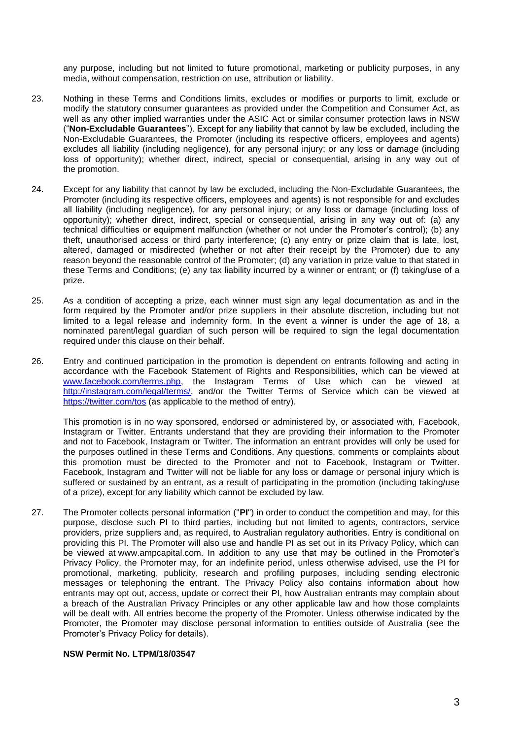any purpose, including but not limited to future promotional, marketing or publicity purposes, in any media, without compensation, restriction on use, attribution or liability.

23. Nothing in these Terms and Conditions limits, excludes or modifies or purports to limit, exclude or modify the statutory consumer guarantees as provided under the Competition and Consumer Act, as well as any other implied warranties under the ASIC Act or similar consumer protection laws in NSW ("**Non-Excludable Guarantees**"). Except for any liability that cannot by law be excluded, including the Non-Excludable Guarantees, the Promoter (including its respective officers, employees and agents) excludes all liability (including negligence), for any personal injury; or any loss or damage (including loss of opportunity); whether direct, indirect, special or consequential, arising in any way out of the promotion.

24. Except for any liability that cannot by law be excluded, including the Non-Excludable Guarantees, the Promoter (including its respective officers, employees and agents) is not responsible for and excludes all liability (including negligence), for any personal injury; or any loss or damage (including loss of opportunity); whether direct, indirect, special or consequential, arising in any way out of: (a) any technical difficulties or equipment malfunction (whether or not under the Promoter's control); (b) any theft, unauthorised access or third party interference; (c) any entry or prize claim that is late, lost, altered, damaged or misdirected (whether or not after their receipt by the Promoter) due to any reason beyond the reasonable control of the Promoter; (d) any variation in prize value to that stated in these Terms and Conditions; (e) any tax liability incurred by a winner or entrant; or (f) taking/use of a prize.

25. As a condition of accepting a prize, each winner must sign any legal documentation as and in the form required by the Promoter and/or prize suppliers in their absolute discretion, including but not limited to a legal release and indemnity form. In the event a winner is under the age of 18, a nominated parent/legal guardian of such person will be required to sign the legal documentation required under this clause on their behalf.

26. Entry and continued participation in the promotion is dependent on entrants following and acting in accordance with the Facebook Statement of Rights and Responsibilities, which can be viewed at www.facebook.com/terms.php, the Instagram Terms of Use which can be viewed at http://instagram.com/legal/terms/, and/or the Twitter Terms of Service which can be viewed at https://twitter.com/tos (as applicable to the method of entry).

    This promotion is in no way sponsored, endorsed or administered by, or associated with, Facebook, Instagram or Twitter. Entrants understand that they are providing their information to the Promoter and not to Facebook, Instagram or Twitter. The information an entrant provides will only be used for the purposes outlined in these Terms and Conditions. Any questions, comments or complaints about this promotion must be directed to the Promoter and not to Facebook, Instagram or Twitter. Facebook, Instagram and Twitter will not be liable for any loss or damage or personal injury which is suffered or sustained by an entrant, as a result of participating in the promotion (including taking/use of a prize), except for any liability which cannot be excluded by law.

27. The Promoter collects personal information ("**PI**") in order to conduct the competition and may, for this purpose, disclose such PI to third parties, including but not limited to agents, contractors, service providers, prize suppliers and, as required, to Australian regulatory authorities. Entry is conditional on providing this PI. The Promoter will also use and handle PI as set out in its Privacy Policy, which can be viewed at www.ampcapital.com. In addition to any use that may be outlined in the Promoter's Privacy Policy, the Promoter may, for an indefinite period, unless otherwise advised, use the PI for promotional, marketing, publicity, research and profiling purposes, including sending electronic messages or telephoning the entrant. The Privacy Policy also contains information about how entrants may opt out, access, update or correct their PI, how Australian entrants may complain about a breach of the Australian Privacy Principles or any other applicable law and how those complaints will be dealt with. All entries become the property of the Promoter. Unless otherwise indicated by the Promoter, the Promoter may disclose personal information to entities outside of Australia (see the Promoter's Privacy Policy for details).

**NSW Permit No. LTPM/18/03547**